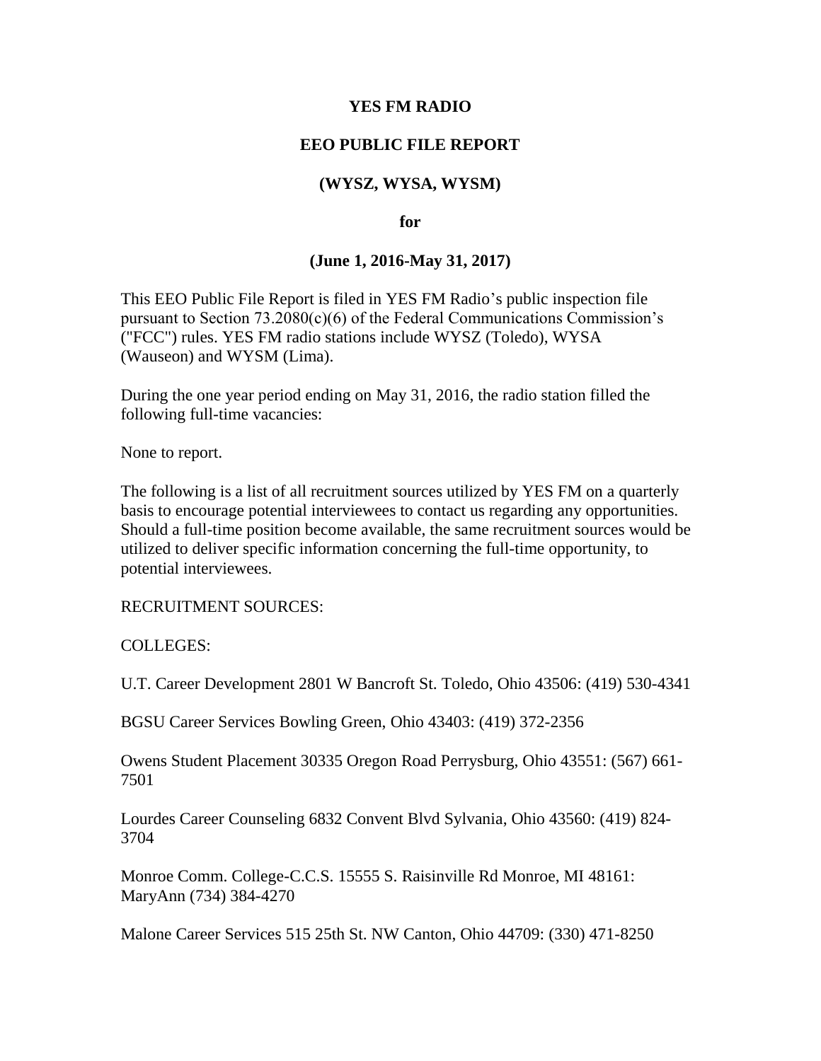**YES FM RADIO**

**EEO PUBLIC FILE REPORT**

**(WYSZ, WYSA, WYSM)**

**for**

**(June 1, 2016-May 31, 2017)**

This EEO Public File Report is filed in YES FM Radio's public inspection file pursuant to Section 73.2080(c)(6) of the Federal Communications Commission's ("FCC") rules. YES FM radio stations include WYSZ (Toledo), WYSA (Wauseon) and WYSM (Lima).

During the one year period ending on May 31, 2016, the radio station filled the following full-time vacancies:

None to report.

The following is a list of all recruitment sources utilized by YES FM on a quarterly basis to encourage potential interviewees to contact us regarding any opportunities. Should a full-time position become available, the same recruitment sources would be utilized to deliver specific information concerning the full-time opportunity, to potential interviewees.

RECRUITMENT SOURCES:

COLLEGES:

U.T. Career Development 2801 W Bancroft St. Toledo, Ohio 43506: (419) 530-4341

BGSU Career Services Bowling Green, Ohio 43403: (419) 372-2356

Owens Student Placement 30335 Oregon Road Perrysburg, Ohio 43551: (567) 661-7501

Lourdes Career Counseling 6832 Convent Blvd Sylvania, Ohio 43560: (419) 824-3704

Monroe Comm. College-C.C.S. 15555 S. Raisinville Rd Monroe, MI 48161: MaryAnn (734) 384-4270

Malone Career Services 515 25th St. NW Canton, Ohio 44709: (330) 471-8250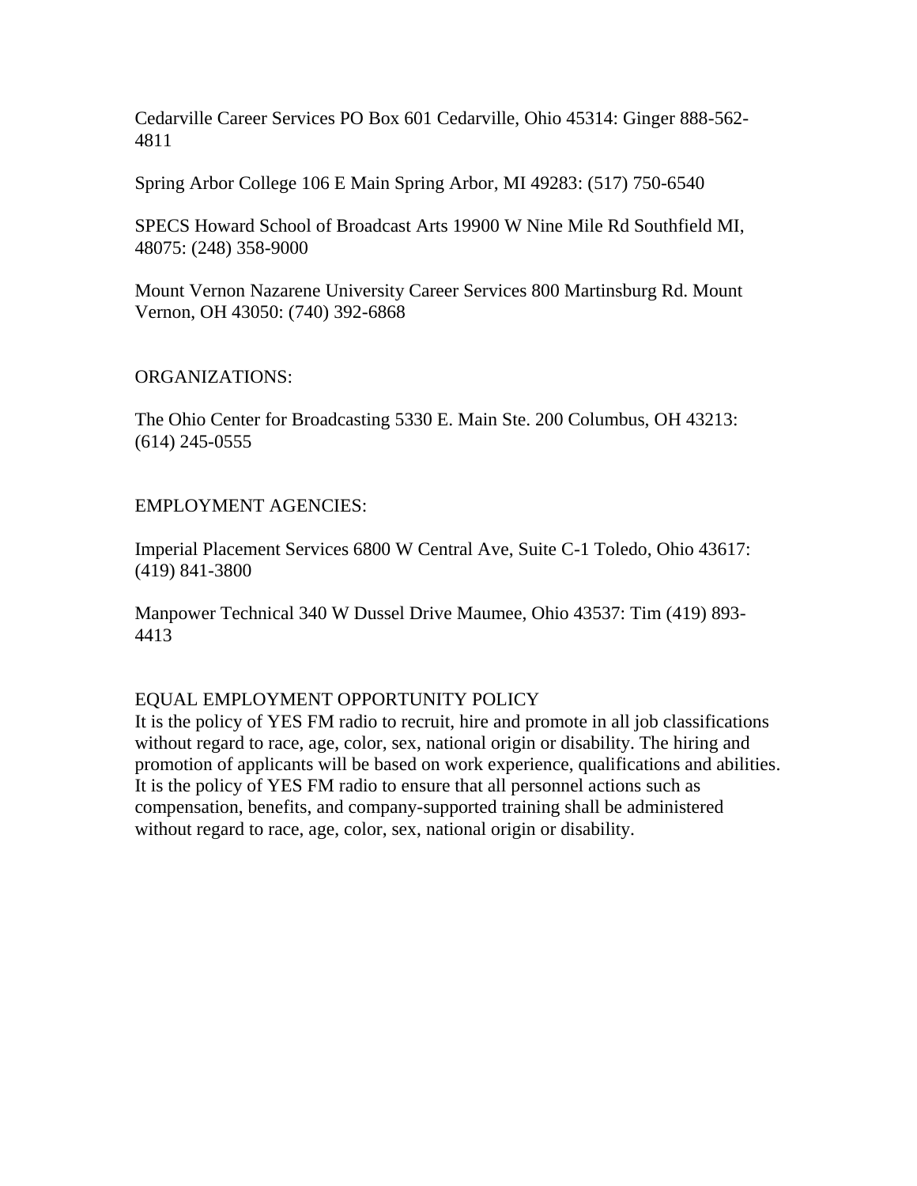Cedarville Career Services PO Box 601 Cedarville, Ohio 45314: Ginger 888-562-4811

Spring Arbor College 106 E Main Spring Arbor, MI 49283: (517) 750-6540

SPECS Howard School of Broadcast Arts 19900 W Nine Mile Rd Southfield MI, 48075: (248) 358-9000

Mount Vernon Nazarene University Career Services 800 Martinsburg Rd. Mount Vernon, OH 43050: (740) 392-6868

ORGANIZATIONS:

The Ohio Center for Broadcasting 5330 E. Main Ste. 200 Columbus, OH 43213: (614) 245-0555

EMPLOYMENT AGENCIES:

Imperial Placement Services 6800 W Central Ave, Suite C-1 Toledo, Ohio 43617: (419) 841-3800

Manpower Technical 340 W Dussel Drive Maumee, Ohio 43537: Tim (419) 893-4413

EQUAL EMPLOYMENT OPPORTUNITY POLICY

It is the policy of YES FM radio to recruit, hire and promote in all job classifications without regard to race, age, color, sex, national origin or disability. The hiring and promotion of applicants will be based on work experience, qualifications and abilities. It is the policy of YES FM radio to ensure that all personnel actions such as compensation, benefits, and company-supported training shall be administered without regard to race, age, color, sex, national origin or disability.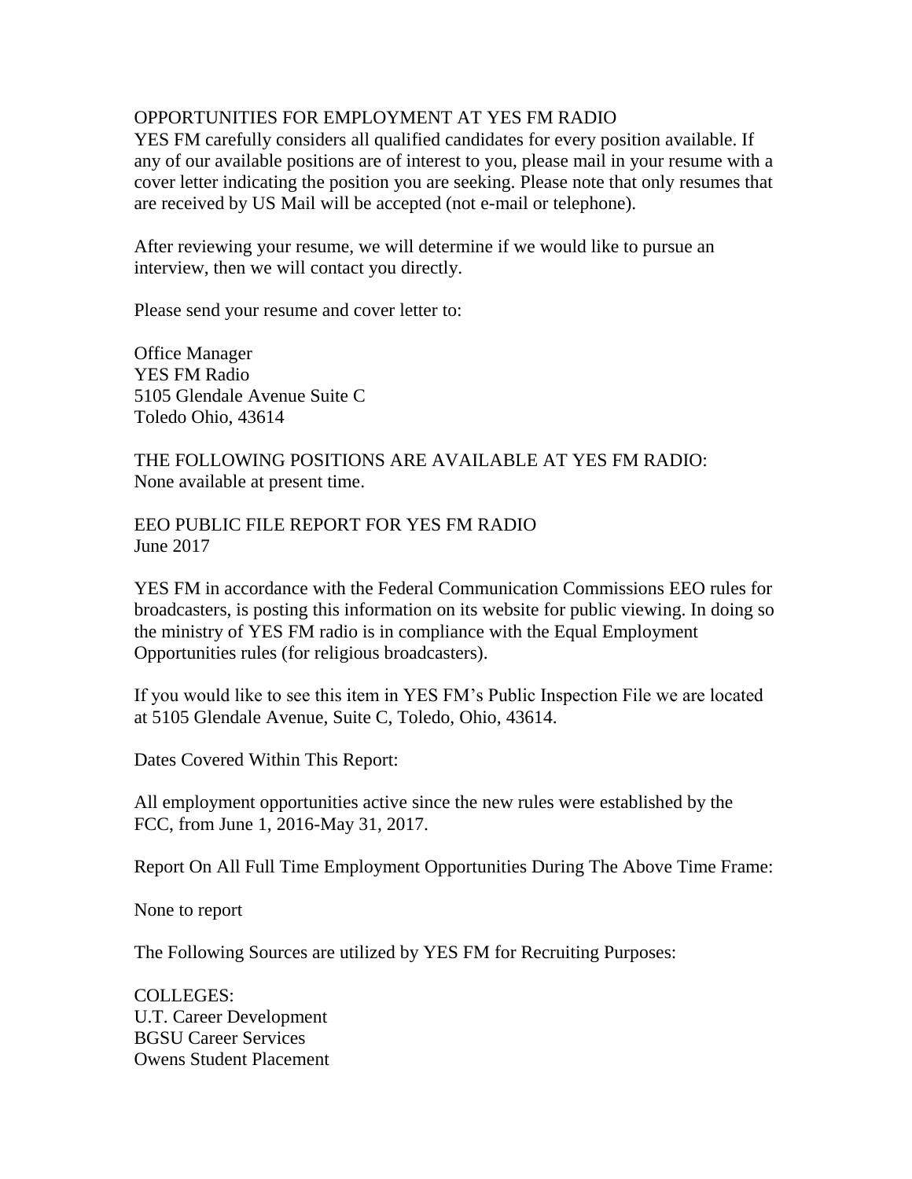## OPPORTUNITIES FOR EMPLOYMENT AT YES FM RADIO

YES FM carefully considers all qualified candidates for every position available. If any of our available positions are of interest to you, please mail in your resume with a cover letter indicating the position you are seeking. Please note that only resumes that are received by US Mail will be accepted (not e-mail or telephone).

After reviewing your resume, we will determine if we would like to pursue an interview, then we will contact you directly.

Please send your resume and cover letter to:

Office Manager
YES FM Radio
5105 Glendale Avenue Suite C
Toledo Ohio, 43614

## THE FOLLOWING POSITIONS ARE AVAILABLE AT YES FM RADIO:

None available at present time.

## EEO PUBLIC FILE REPORT FOR YES FM RADIO

June 2017

YES FM in accordance with the Federal Communication Commissions EEO rules for broadcasters, is posting this information on its website for public viewing. In doing so the ministry of YES FM radio is in compliance with the Equal Employment Opportunities rules (for religious broadcasters).

If you would like to see this item in YES FM's Public Inspection File we are located at 5105 Glendale Avenue, Suite C, Toledo, Ohio, 43614.

Dates Covered Within This Report:

All employment opportunities active since the new rules were established by the FCC, from June 1, 2016-May 31, 2017.

Report On All Full Time Employment Opportunities During The Above Time Frame:

None to report

The Following Sources are utilized by YES FM for Recruiting Purposes:

COLLEGES:
U.T. Career Development
BGSU Career Services
Owens Student Placement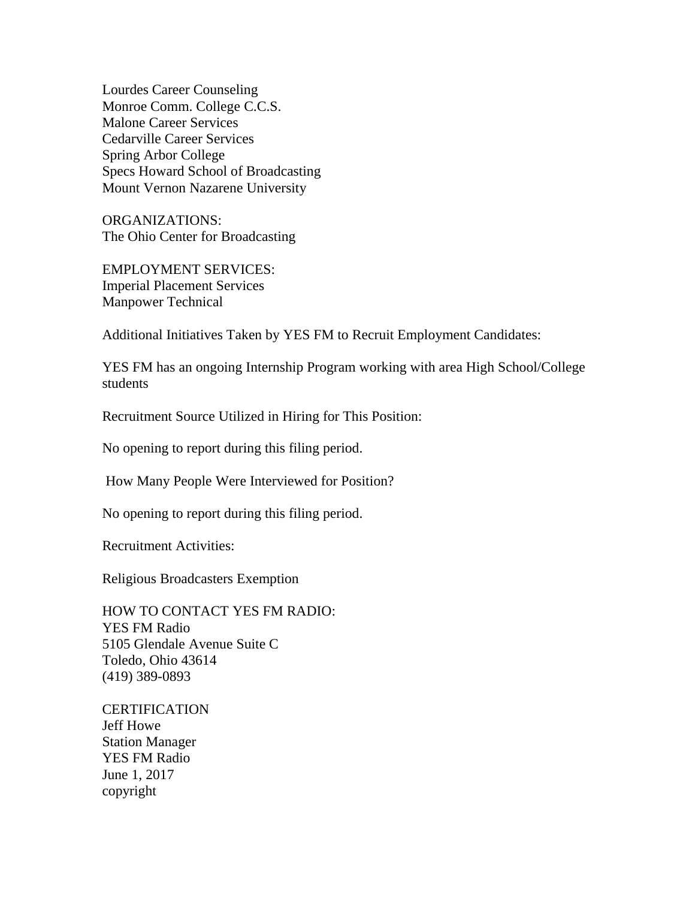Lourdes Career Counseling
Monroe Comm. College C.C.S.
Malone Career Services
Cedarville Career Services
Spring Arbor College
Specs Howard School of Broadcasting
Mount Vernon Nazarene University

ORGANIZATIONS:
The Ohio Center for Broadcasting

EMPLOYMENT SERVICES:
Imperial Placement Services
Manpower Technical

Additional Initiatives Taken by YES FM to Recruit Employment Candidates:

YES FM has an ongoing Internship Program working with area High School/College students

Recruitment Source Utilized in Hiring for This Position:

No opening to report during this filing period.

How Many People Were Interviewed for Position?

No opening to report during this filing period.

Recruitment Activities:

Religious Broadcasters Exemption

HOW TO CONTACT YES FM RADIO:
YES FM Radio
5105 Glendale Avenue Suite C
Toledo, Ohio 43614
(419) 389-0893

CERTIFICATION
Jeff Howe
Station Manager
YES FM Radio
June 1, 2017
copyright